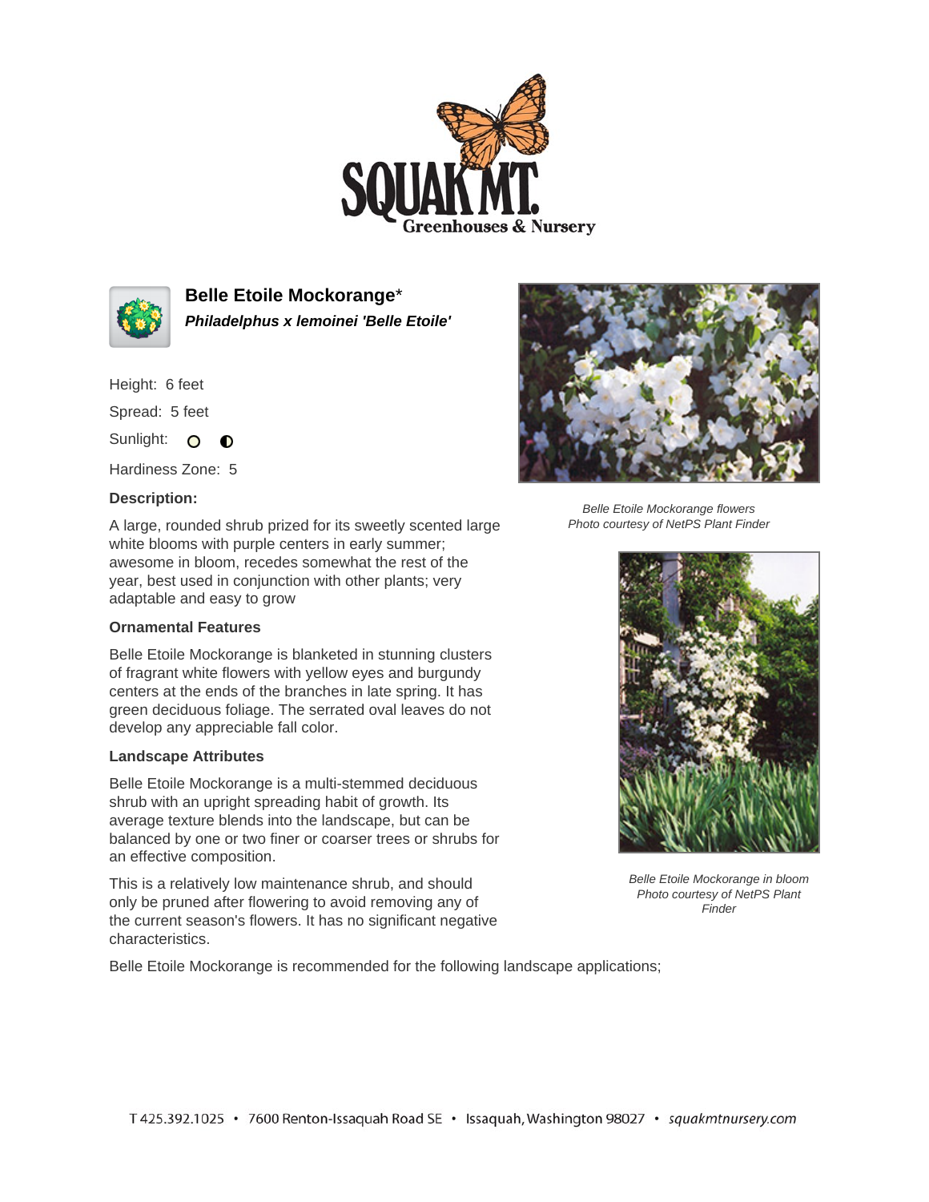# Belle Etoile Mockorange*

***Philadelphus x lemoinei 'Belle Etoile'***

Height: 6 feet

Spread: 5 feet

Sunlight:

Hardiness Zone: 5

**Description:**

A large, rounded shrub prized for its sweetly scented large white blooms with purple centers in early summer; awesome in bloom, recedes somewhat the rest of the year, best used in conjunction with other plants; very adaptable and easy to grow

**Ornamental Features**

Belle Etoile Mockorange is blanketed in stunning clusters of fragrant white flowers with yellow eyes and burgundy centers at the ends of the branches in late spring. It has green deciduous foliage. The serrated oval leaves do not develop any appreciable fall color.

**Landscape Attributes**

Belle Etoile Mockorange is a multi-stemmed deciduous shrub with an upright spreading habit of growth. Its average texture blends into the landscape, but can be balanced by one or two finer or coarser trees or shrubs for an effective composition.

This is a relatively low maintenance shrub, and should only be pruned after flowering to avoid removing any of the current season's flowers. It has no significant negative characteristics.

Belle Etoile Mockorange is recommended for the following landscape applications;

*Belle Etoile Mockorange flowers*
*Photo courtesy of NetPS Plant Finder*

*Belle Etoile Mockorange in bloom*
*Photo courtesy of NetPS Plant Finder*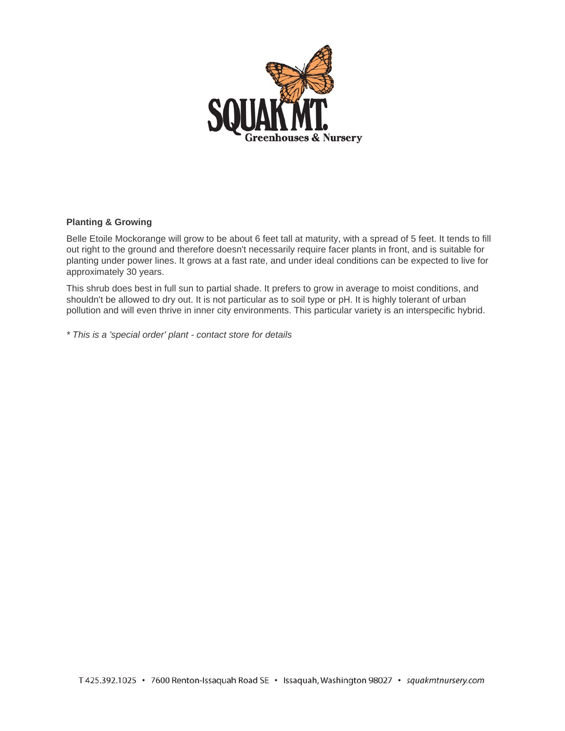**Planting & Growing**

Belle Etoile Mockorange will grow to be about 6 feet tall at maturity, with a spread of 5 feet. It tends to fill out right to the ground and therefore doesn't necessarily require facer plants in front, and is suitable for planting under power lines. It grows at a fast rate, and under ideal conditions can be expected to live for approximately 30 years.

This shrub does best in full sun to partial shade. It prefers to grow in average to moist conditions, and shouldn't be allowed to dry out. It is not particular as to soil type or pH. It is highly tolerant of urban pollution and will even thrive in inner city environments. This particular variety is an interspecific hybrid.

*\* This is a 'special order' plant - contact store for details*